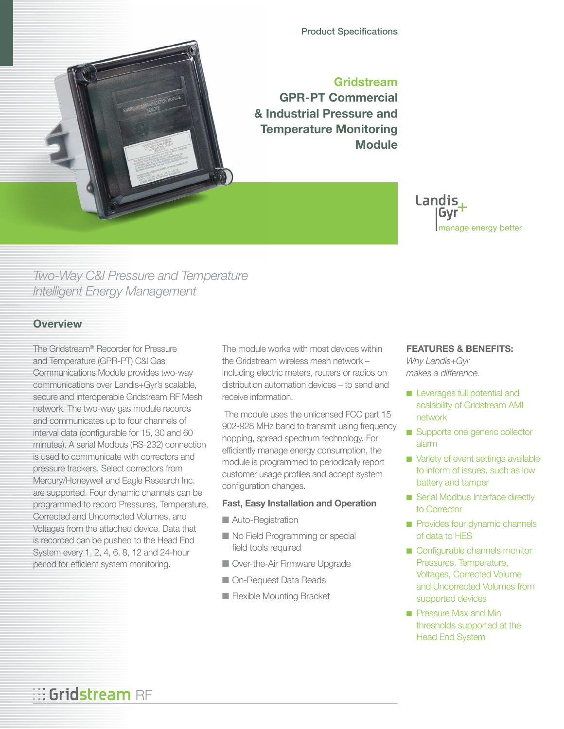Product Specifications

# Gridstream GPR-PT Commercial & Industrial Pressure and Temperature Monitoring Module

Landis+Gyr
manage energy better

*Two-Way C&I Pressure and Temperature Intelligent Energy Management*

## Overview

The Gridstream® Recorder for Pressure and Temperature (GPR-PT) C&I Gas Communications Module provides two-way communications over Landis+Gyr's scalable, secure and interoperable Gridstream RF Mesh network. The two-way gas module records and communicates up to four channels of interval data (configurable for 15, 30 and 60 minutes). A serial Modbus (RS-232) connection is used to communicate with correctors and pressure trackers. Select correctors from Mercury/Honeywell and Eagle Research Inc. are supported. Four dynamic channels can be programmed to record Pressures, Temperature, Corrected and Uncorrected Volumes, and Voltages from the attached device. Data that is recorded can be pushed to the Head End System every 1, 2, 4, 6, 8, 12 and 24-hour period for efficient system monitoring.

The module works with most devices within the Gridstream wireless mesh network – including electric meters, routers or radios on distribution automation devices – to send and receive information.

The module uses the unlicensed FCC part 15 902-928 MHz band to transmit using frequency hopping, spread spectrum technology. For efficiently manage energy consumption, the module is programmed to periodically report customer usage profiles and accept system configuration changes.

### Fast, Easy Installation and Operation

- Auto-Registration
- No Field Programming or special field tools required
- Over-the-Air Firmware Upgrade
- On-Request Data Reads
- Flexible Mounting Bracket

**FEATURES & BENEFITS:**
*Why Landis+Gyr makes a difference.*

- Leverages full potential and scalability of Gridstream AMI network
- Supports one generic collector alarm
- Variety of event settings available to inform of issues, such as low battery and tamper
- Serial Modbus Interface directly to Corrector
- Provides four dynamic channels of data to HES
- Configurable channels monitor Pressures, Temperature, Voltages, Corrected Volume and Uncorrected Volumes from supported devices
- Pressure Max and Min thresholds supported at the Head End System

Gridstream RF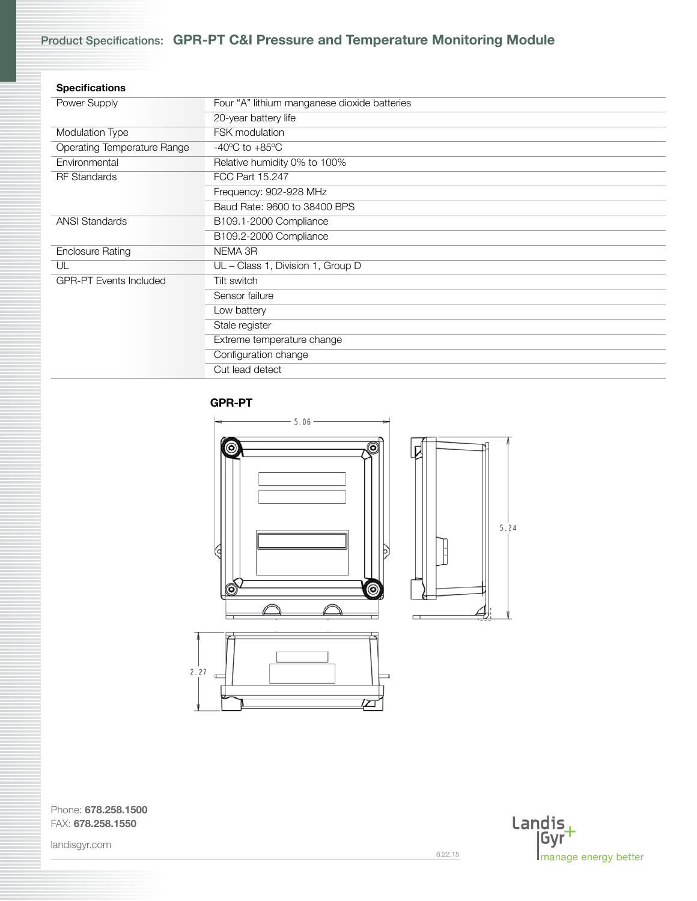## Specifications

| | |
|---|---|
| Power Supply | Four “A” lithium manganese dioxide batteries |
| | 20-year battery life |
| Modulation Type | FSK modulation |
| Operating Temperature Range | -40ºC to +85ºC |
| Environmental | Relative humidity 0% to 100% |
| RF Standards | FCC Part 15.247 |
| | Frequency: 902-928 MHz |
| | Baud Rate: 9600 to 38400 BPS |
| ANSI Standards | B109.1-2000 Compliance |
| | B109.2-2000 Compliance |
| Enclosure Rating | NEMA 3R |
| UL | UL – Class 1, Division 1, Group D |
| GPR-PT Events Included | Tilt switch |
| | Sensor failure |
| | Low battery |
| | Stale register |
| | Extreme temperature change |
| | Configuration change |
| | Cut lead detect |

**GPR-PT**

5.06

5.24

2.27

Phone: **678.258.1500**
FAX: **678.258.1550**

landisgyr.com

6.22.15

Landis+Gyr
manage energy better